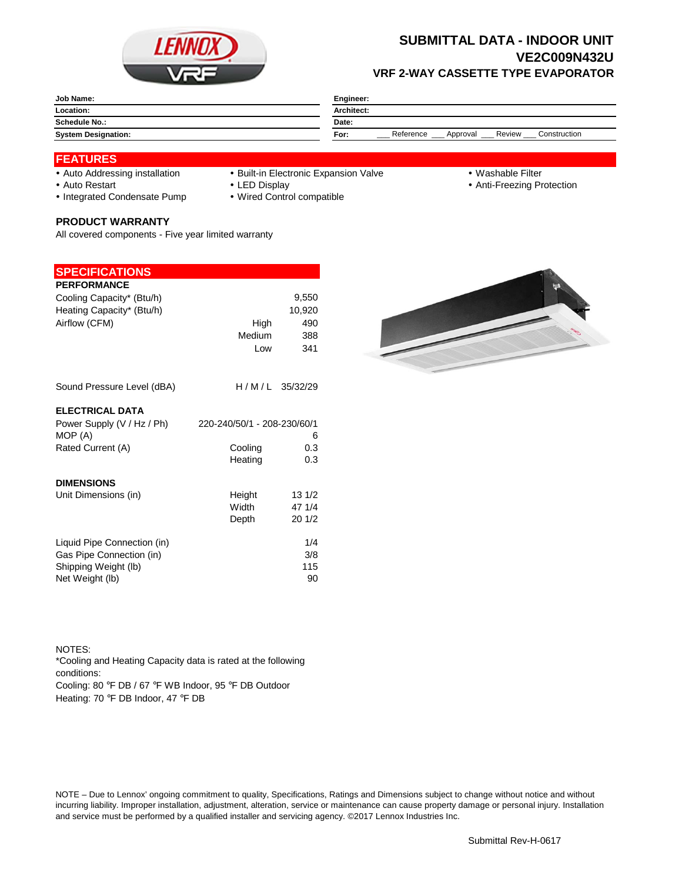# SUBMITTAL DATA - INDOOR UNIT
## VE2C009N432U
### VRF 2-WAY CASSETTE TYPE EVAPORATOR

| | | | |
|---|---|---|---|
| **Job Name:** | | **Engineer:** | |
| **Location:** | | **Architect:** | |
| **Schedule No.:** | | **Date:** | |
| **System Designation:** | | **For:** | ___ Reference ___ Approval ___ Review ___ Construction |

## FEATURES

- Auto Addressing installation
- Auto Restart
- Integrated Condensate Pump
- Built-in Electronic Expansion Valve
- LED Display
- Wired Control compatible
- Washable Filter
- Anti-Freezing Protection

### PRODUCT WARRANTY

All covered components - Five year limited warranty

## SPECIFICATIONS

### PERFORMANCE

| | | |
|---|---|---|
| Cooling Capacity* (Btu/h) | | 9,550 |
| Heating Capacity* (Btu/h) | | 10,920 |
| Airflow (CFM) | High | 490 |
| | Medium | 388 |
| | Low | 341 |
| Sound Pressure Level (dBA) | H / M / L | 35/32/29 |

### ELECTRICAL DATA

| | | |
|---|---|---|
| Power Supply (V / Hz / Ph) | | 220-240/50/1 - 208-230/60/1 |
| MOP (A) | | 6 |
| Rated Current (A) | Cooling | 0.3 |
| | Heating | 0.3 |

### DIMENSIONS

| | | |
|---|---|---|
| Unit Dimensions (in) | Height | 13 1/2 |
| | Width | 47 1/4 |
| | Depth | 20 1/2 |
| Liquid Pipe Connection (in) | | 1/4 |
| Gas Pipe Connection (in) | | 3/8 |
| Shipping Weight (lb) | | 115 |
| Net Weight (lb) | | 90 |

NOTES:
*Cooling and Heating Capacity data is rated at the following conditions:
Cooling: 80 °F DB / 67 °F WB Indoor, 95 °F DB Outdoor
Heating: 70 °F DB Indoor, 47 °F DB

NOTE – Due to Lennox' ongoing commitment to quality, Specifications, Ratings and Dimensions subject to change without notice and without incurring liability. Improper installation, adjustment, alteration, service or maintenance can cause property damage or personal injury. Installation and service must be performed by a qualified installer and servicing agency. ©2017 Lennox Industries Inc.

Submittal Rev-H-0617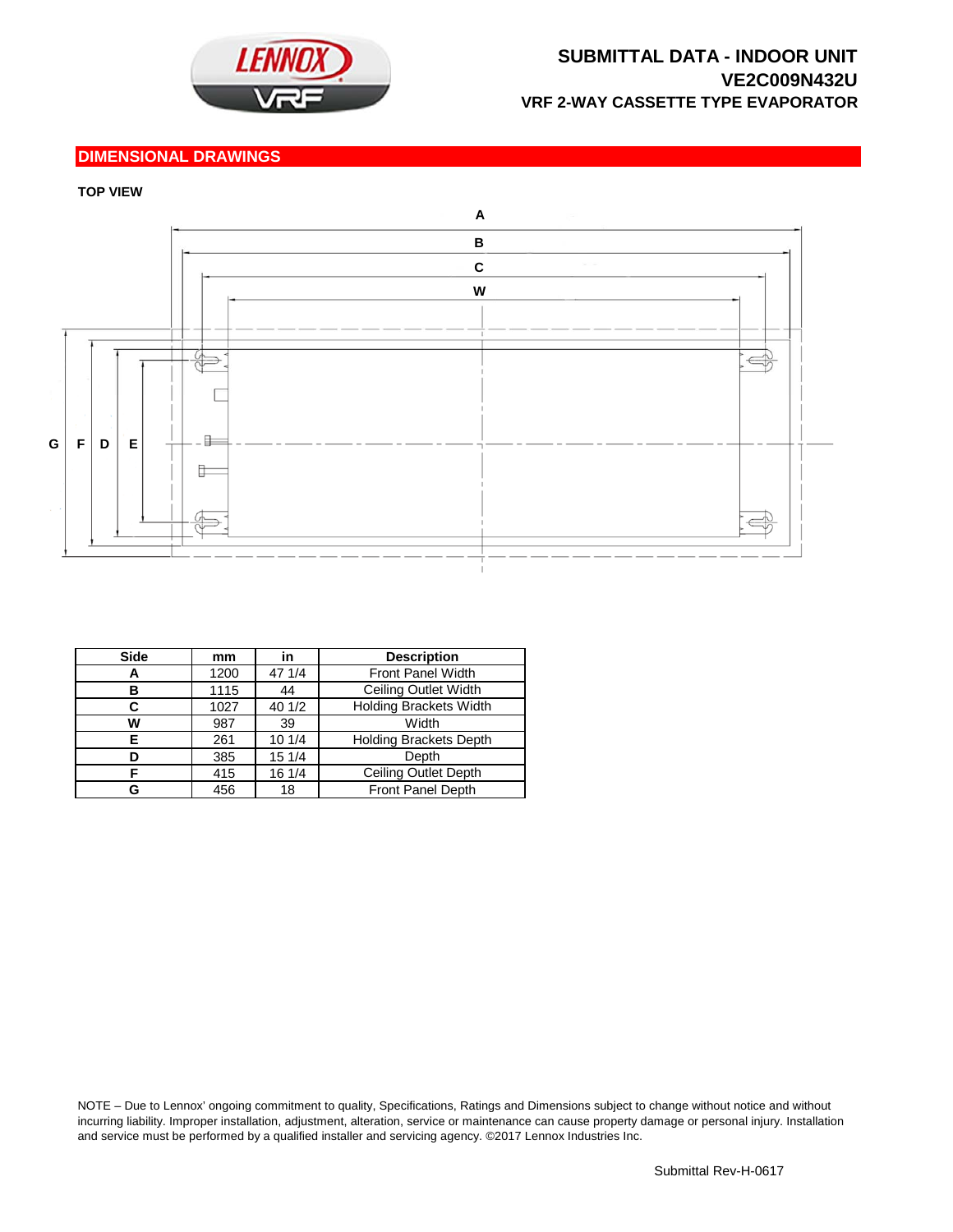# SUBMITTAL DATA - INDOOR UNIT

**VE2C009N432U**

**VRF 2-WAY CASSETTE TYPE EVAPORATOR**

## DIMENSIONAL DRAWINGS

**TOP VIEW**

A

B

C

W

G F D E

| Side | mm | in | Description |
|---|---|---|---|
| A | 1200 | 47 1/4 | Front Panel Width |
| B | 1115 | 44 | Ceiling Outlet Width |
| C | 1027 | 40 1/2 | Holding Brackets Width |
| W | 987 | 39 | Width |
| E | 261 | 10 1/4 | Holding Brackets Depth |
| D | 385 | 15 1/4 | Depth |
| F | 415 | 16 1/4 | Ceiling Outlet Depth |
| G | 456 | 18 | Front Panel Depth |

NOTE – Due to Lennox' ongoing commitment to quality, Specifications, Ratings and Dimensions subject to change without notice and without incurring liability. Improper installation, adjustment, alteration, service or maintenance can cause property damage or personal injury. Installation and service must be performed by a qualified installer and servicing agency. ©2017 Lennox Industries Inc.

Submittal Rev-H-0617